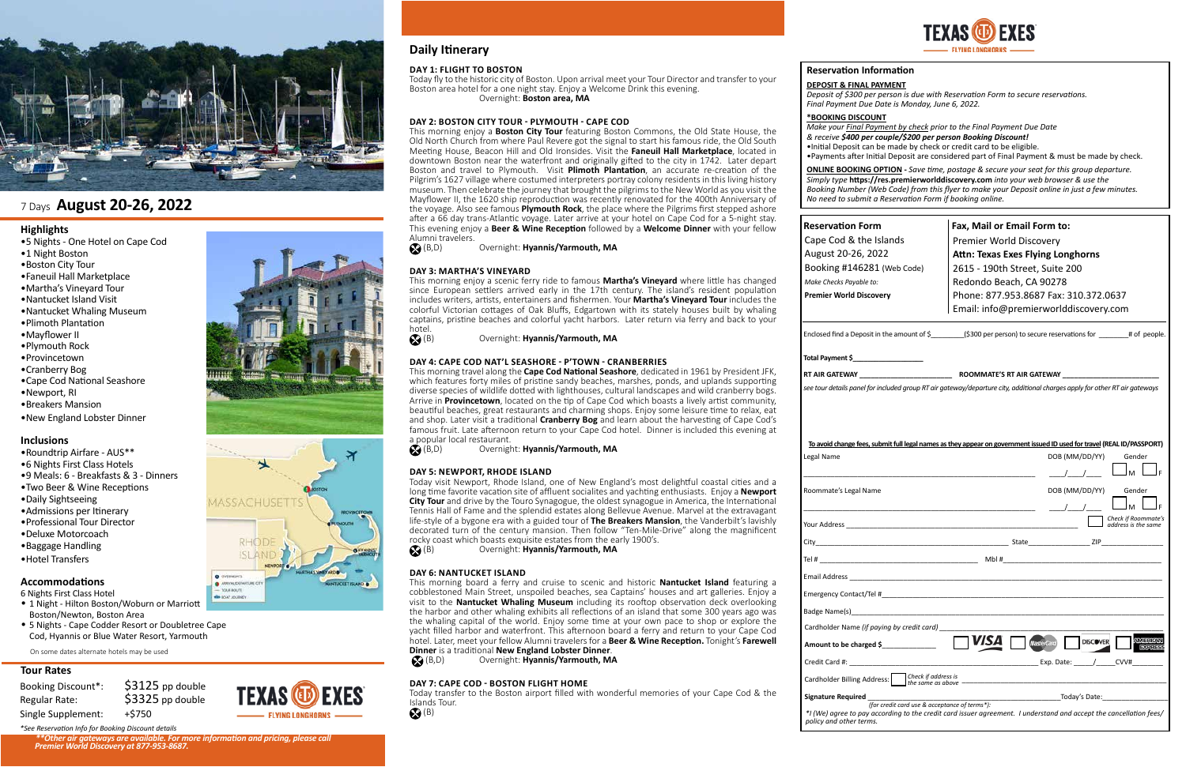7 Days **August 20-26, 2022**

## Highlights

- 5 Nights - One Hotel on Cape Cod
- 1 Night Boston
- Boston City Tour
- Faneuil Hall Marketplace
- Martha's Vineyard Tour
- Nantucket Island Visit
- Nantucket Whaling Museum
- Plimoth Plantation
- Mayflower II
- Plymouth Rock
- Provincetown
- Cranberry Bog
- Cape Cod National Seashore
- Newport, RI
- Breakers Mansion
- New England Lobster Dinner

## Inclusions

- Roundtrip Airfare - AUS**
- 6 Nights First Class Hotels
- 9 Meals: 6 - Breakfasts & 3 - Dinners
- Two Beer & Wine Receptions
- Daily Sightseeing
- Admissions per Itinerary
- Professional Tour Director
- Deluxe Motorcoach
- Baggage Handling
- Hotel Transfers

## Accommodations

6 Nights First Class Hotel

- 1 Night - Hilton Boston/Woburn or Marriott Boston/Newton, Boston Area
- 5 Nights - Cape Codder Resort or Doubletree Cape Cod, Hyannis or Blue Water Resort, Yarmouth

On some dates alternate hotels may be used

## Tour Rates

| | |
|---|---|
| Booking Discount*: | $3125 pp double |
| Regular Rate: | $3325 pp double |
| Single Supplement: | +$750 |

*See Reservation Info for Booking Discount details

***Other air gateways are available. For more information and pricing, please call Premier World Discovery at 877-953-8687.*

## Daily Itinerary

**DAY 1: FLIGHT TO BOSTON**

Today fly to the historic city of Boston. Upon arrival meet your Tour Director and transfer to your Boston area hotel for a one night stay. Enjoy a Welcome Drink this evening.

Overnight: **Boston area, MA**

**DAY 2: BOSTON CITY TOUR - PLYMOUTH - CAPE COD**

This morning enjoy a **Boston City Tour** featuring Boston Commons, the Old State House, the Old North Church from where Paul Revere got the signal to start his famous ride, the Old South Meeting House, Beacon Hill and Old Ironsides. Visit the **Faneuil Hall Marketplace**, located in downtown Boston near the waterfront and originally gifted to the city in 1742. Later depart Boston and travel to Plymouth. Visit **Plimoth Plantation**, an accurate re-creation of the Pilgrim's 1627 village where costumed interpreters portray colony residents in this living history museum. Then celebrate the journey that brought the pilgrims to the New World as you visit the Mayflower II, the 1620 ship reproduction was recently renovated for the 400th Anniversary of the voyage. Also see famous **Plymouth Rock**, the place where the Pilgrims first stepped ashore after a 66 day trans-Atlantic voyage. Later arrive at your hotel on Cape Cod for a 5-night stay. This evening enjoy a **Beer & Wine Reception** followed by a **Welcome Dinner** with your fellow Alumni travelers.

(B,D) Overnight: **Hyannis/Yarmouth, MA**

**DAY 3: MARTHA'S VINEYARD**

This morning enjoy a scenic ferry ride to famous **Martha's Vineyard** where little has changed since European settlers arrived early in the 17th century. The island's resident population includes writers, artists, entertainers and fishermen. Your **Martha's Vineyard Tour** includes the colorful Victorian cottages of Oak Bluffs, Edgartown with its stately houses built by whaling captains, pristine beaches and colorful yacht harbors. Later return via ferry and back to your hotel.

(B) Overnight: **Hyannis/Yarmouth, MA**

**DAY 4: CAPE COD NAT'L SEASHORE - P'TOWN - CRANBERRIES**

This morning travel along the **Cape Cod National Seashore**, dedicated in 1961 by President JFK, which features forty miles of pristine sandy beaches, marshes, ponds, and uplands supporting diverse species of wildlife dotted with lighthouses, cultural landscapes and wild cranberry bogs. Arrive in **Provincetown**, located on the tip of Cape Cod which boasts a lively artist community, beautiful beaches, great restaurants and charming shops. Enjoy some leisure time to relax, eat and shop. Later visit a traditional **Cranberry Bog** and learn about the harvesting of Cape Cod's famous fruit. Late afternoon return to your Cape Cod hotel. Dinner is included this evening at a popular local restaurant.

(B,D) Overnight: **Hyannis/Yarmouth, MA**

**DAY 5: NEWPORT, RHODE ISLAND**

Today visit Newport, Rhode Island, one of New England's most delightful coastal cities and a long-time favorite vacation site of affluent socialites and yachting enthusiasts. Enjoy a **Newport City Tour** and drive by the Touro Synagogue, the oldest synagogue in America, the International Tennis Hall of Fame and the splendid estates along Bellevue Avenue. Marvel at the extravagant life-style of a bygone era with a guided tour of **The Breakers Mansion**, the Vanderbilt's lavishly decorated turn of the century mansion. Then follow "Ten-Mile-Drive" along the magnificent rocky coast which boasts exquisite estates from the early 1900's.

(B) Overnight: **Hyannis/Yarmouth, MA**

**DAY 6: NANTUCKET ISLAND**

This morning board a ferry and cruise to scenic and historic **Nantucket Island** featuring a cobblestoned Main Street, unspoiled beaches, sea Captains' houses and art galleries. Enjoy a visit to the **Nantucket Whaling Museum** including its rooftop observation deck overlooking the harbor and other whaling exhibits all reflections of an island that some 300 years ago was the whaling capital of the world. Enjoy some time at your own pace to shop or explore the yacht filled harbor and waterfront. This afternoon board a ferry and return to your Cape Cod hotel. Later, meet your fellow Alumni travelers for a **Beer & Wine Reception.** Tonight's **Farewell Dinner** is a traditional **New England Lobster Dinner**.

(B,D) Overnight: **Hyannis/Yarmouth, MA**

**DAY 7: CAPE COD - BOSTON FLIGHT HOME**

Today transfer to the Boston airport filled with wonderful memories of your Cape Cod & the Islands Tour.

(B)

## Reservation Information

**DEPOSIT & FINAL PAYMENT**

*Deposit of $300 per person is due with Reservation Form to secure reservations. Final Payment Due Date is Monday, June 6, 2022.*

***BOOKING DISCOUNT**

*Make your Final Payment by check prior to the Final Payment Due Date & receive **$400 per couple/$200 per person Booking Discount!***

- Initial Deposit can be made by check or credit card to be eligible.
- Payments after Initial Deposit are considered part of Final Payment & must be made by check.

**ONLINE BOOKING OPTION** - *Save time, postage & secure your seat for this group departure. Simply type* **https://res.premierworlddiscovery.com** *into your web browser & use the Booking Number (Web Code) from this flyer to make your Deposit online in just a few minutes. No need to submit a Reservation Form if booking online.*

| **Reservation Form** | **Fax, Mail or Email Form to:** |
|---|---|
| Cape Cod & the Islands | Premier World Discovery |
| August 20-26, 2022 | **Attn: Texas Exes Flying Longhorns** |
| Booking #146281 (Web Code) | 2615 - 190th Street, Suite 200 |
| *Make Checks Payable to:* | Redondo Beach, CA 90278 |
| **Premier World Discovery** | Phone: 877.953.8687 Fax: 310.372.0637 |
| | Email: info@premierworlddiscovery.com |

Enclosed find a Deposit in the amount of $________ ($300 per person) to secure reservations for ________ # of people.

**Total Payment $**________________

**RT AIR GATEWAY** ______________________ **ROOMMATE'S RT AIR GATEWAY** ______________________

*see tour details panel for included group RT air gateway/departure city, additional charges apply for other RT air gateways*

**To avoid change fees, submit full legal names as they appear on government issued ID used for travel (REAL ID/PASSPORT)**

Legal Name ______________________ DOB (MM/DD/YY) ___/___/___ Gender ☐ M ☐ F

Roommate's Legal Name ______________________ DOB (MM/DD/YY) ___/___/___ Gender ☐ M ☐ F

Your Address ______________________ ☐ *Check if Roommate's address is the same*

City ______________________ State __________ ZIP __________

Tel # ______________________ Mbl # ______________________

Email Address ______________________

Emergency Contact/Tel # ______________________

Badge Name(s) ______________________

Cardholder Name *(if paying by credit card)* ______________________

**Amount to be charged $**__________ ☐ VISA ☐ MasterCard ☐ DISCOVER ☐ AMERICAN EXPRESS

Credit Card #: ______________________ Exp. Date: ____/____ CVV# ______

Cardholder Billing Address: ☐ *Check if address is the same as above* ______________________

**Signature Required** ______________________ Today's Date: ____________

*(for credit card use & acceptance of terms*):*

**I (We) agree to pay according to the credit card issuer agreement. I understand and accept the cancellation fees/policy and other terms.*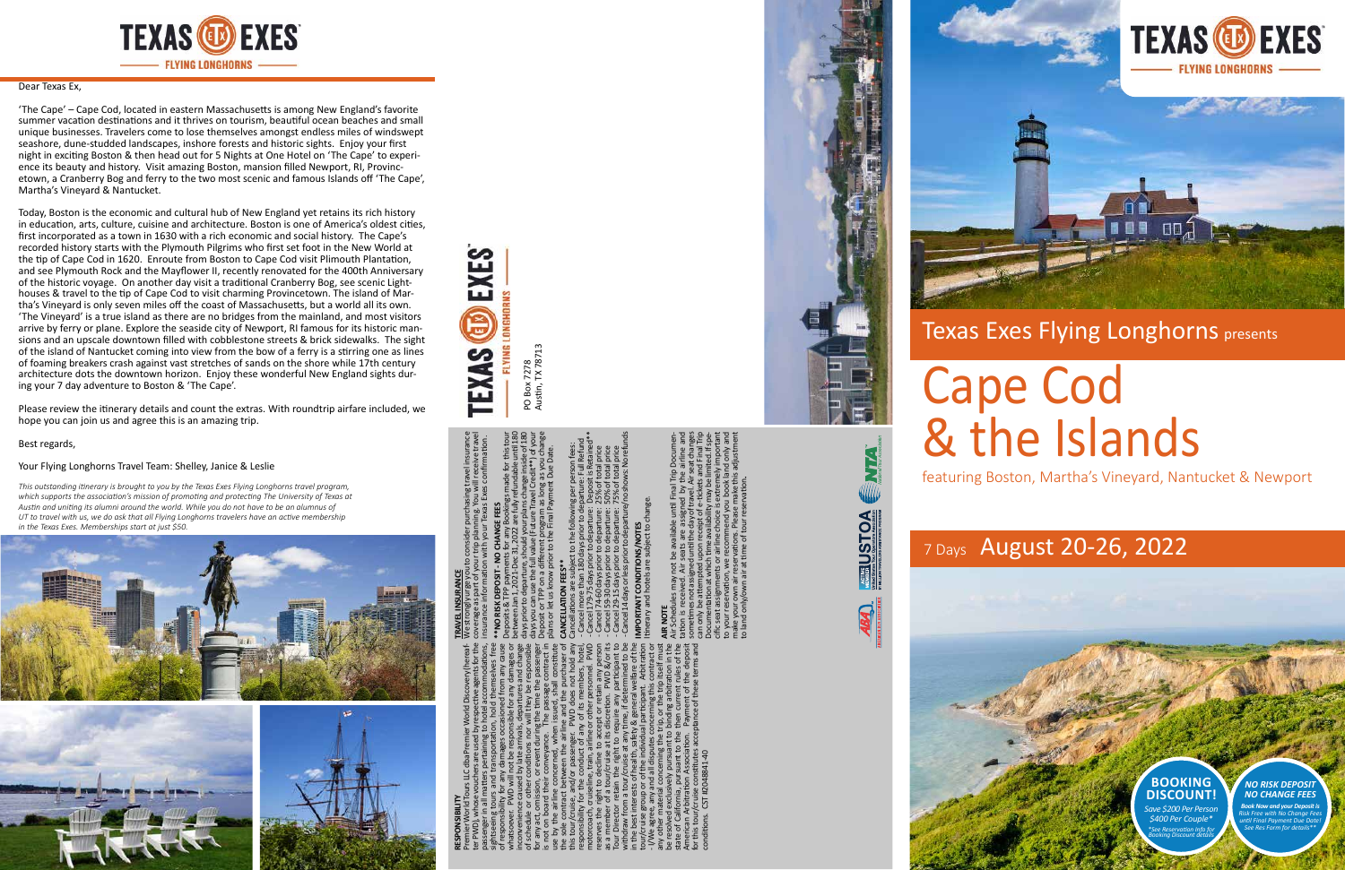Dear Texas Ex,

'The Cape' – Cape Cod, located in eastern Massachusetts is among New England's favorite summer vacation destinations and it thrives on tourism, beautiful ocean beaches and small unique businesses. Travelers come to lose themselves amongst endless miles of windswept seashore, dune-studded landscapes, inshore forests and historic sights. Enjoy your first night in exciting Boston & then head out for 5 Nights at One Hotel on 'The Cape' to experience its beauty and history. Visit amazing Boston, mansion filled Newport, RI, Provincetown, a Cranberry Bog and ferry to the two most scenic and famous Islands off 'The Cape', Martha's Vineyard & Nantucket.

Today, Boston is the economic and cultural hub of New England yet retains its rich history in education, arts, culture, cuisine and architecture. Boston is one of America's oldest cities, first incorporated as a town in 1630 with a rich economic and social history. The Cape's recorded history starts with the Plymouth Pilgrims who first set foot in the New World at the tip of Cape Cod in 1620. Enroute from Boston to Cape Cod visit Plimouth Plantation, and see Plymouth Rock and the Mayflower II, recently renovated for the 400th Anniversary of the historic voyage. On another day visit a traditional Cranberry Bog, see scenic Lighthouses & travel to the tip of Cape Cod to visit charming Provincetown. The island of Martha's Vineyard is only seven miles off the coast of Massachusetts, but a world all its own. 'The Vineyard' is a true island as there are no bridges from the mainland, and most visitors arrive by ferry or plane. Explore the seaside city of Newport, RI famous for its historic mansions and an upscale downtown filled with cobblestone streets & brick sidewalks. The sight of the island of Nantucket coming into view from the bow of a ferry is a stirring one as lines of foaming breakers crash against vast stretches of sands on the shore while 17th century architecture dots the downtown horizon. Enjoy these wonderful New England sights during your 7 day adventure to Boston & 'The Cape'.

Please review the itinerary details and count the extras. With roundtrip airfare included, we hope you can join us and agree this is an amazing trip.

Best regards,

Your Flying Longhorns Travel Team: Shelley, Janice & Leslie

*This outstanding itinerary is brought to you by the Texas Exes Flying Longhorns travel program, which supports the association's mission of promoting and protecting The University of Texas at Austin and uniting its alumni around the world. While you do not have to be an alumnus of UT to travel with us, we do ask that all Flying Longhorns travelers have an active membership in the Texas Exes. Memberships start at just $50.*

**RESPONSIBILITY**

Premier World Tours LLC dba Premier World Discovery (hereafter PWD), whose vouchers are used by respective agents for the passenger in all matters pertaining to hotel accommodations, sightseeing tours and transportation, hold themselves free of responsibility for any damages occasioned from any cause whatsoever. PWD will not be responsible for any damages or inconvenience caused by late arrivals, departures and change of schedule or other conditions, nor will they be responsible for any act, omission, or event during the time the passenger is not on board their conveyance. The passage contract in use by the airline concerned, when issued, shall constitute the sole contract between the airline and the purchaser of this tour/cruise, and/or passenger. PWD does not hold any responsibility for the conduct of any of its members, hotel, motorcoach, cruiseline, train, airline or other personnel. PWD reserves the right to decline to accept or retain any person as a member of a tour/cruise at its discretion. PWD &/or its Tour Director retain the right to require any participant to withdraw from a tour/cruise at any time, if determined to be in the best interests of health, safety & general welfare of the tour/cruise group or of the individual participant. Arbitration - I/We agree any and all disputes concerning this contract or any other material concerning the trip, or the trip itself must be resolved exclusively pursuant to binding arbitration in the state of California, pursuant to the then current rules of the American Arbitration Association. Payment of the deposit for this tour/cruise constitutes acceptance of these terms and conditions. CST #2048841-40

**TRAVEL INSURANCE**

We strongly urge you to consider purchasing travel insurance coverage as part of your trip planning. You will receive travel insurance information with your Texas Exes confirmation.

****NO RISK DEPOSIT - NO CHANGE FEES**

Deposits & TPP payments for any Bookings made for this tour between ... 1, 2022 are fully refundable until 180 days prior to departure, should your plans change inside of 180 days you can use the full value (Future Travel Credit**) of your Deposit or TPP on a different program as long as you change plans or let us know prior to the Final Payment Due Date.

**CANCELLATION FEES****

Cancellations are subject to the following per person fees:
- Cancel more than 180 days prior to departure: Full Refund
- Cancel 179-75 days prior to departure: Deposit is Retained**
- Cancel 74-60 days prior to departure: 25% of total price
- Cancel 59-30 days prior to departure: 50% of total price
- Cancel 29-15 days prior to departure: 75% of total price
- Cancel 14 days or less prior to departure/no shows: No refunds

**IMPORTANT CONDITIONS/NOTES**

Itinerary and hotels are subject to change.

**AIR NOTE**

Air Schedules may not be available until Final Trip Documentation is received. Air seats are assigned by the airline and sometimes not assigned until the day of travel. Air seat changes can only be attempted upon receipt of e-tickets and Final Trip Documentation at which time availability may be limited. If specific seat assignments or airline choice is extremely important to your reservation, we recommend you book land only and make your own air reservations. Please make this adjustment to land only/own air at time of tour reservation.

TEXAS EXES FLYING LONGHORNS

PO Box 7278
Austin, TX 78713

TEXAS EXES FLYING LONGHORNS

Texas Exes Flying Longhorns presents

# Cape Cod & the Islands

featuring Boston, Martha's Vineyard, Nantucket & Newport

## 7 Days August 20-26, 2022

**BOOKING DISCOUNT!**
*Save $200 Per Person*
*$400 Per Couple**
*\*See Reservation Info for Booking Discount details*

***NO RISK DEPOSIT NO CHANGE FEES***
*Book Now and your Deposit is Risk Free with No Change Fees until Final Payment Due Date! See Res Form for details***